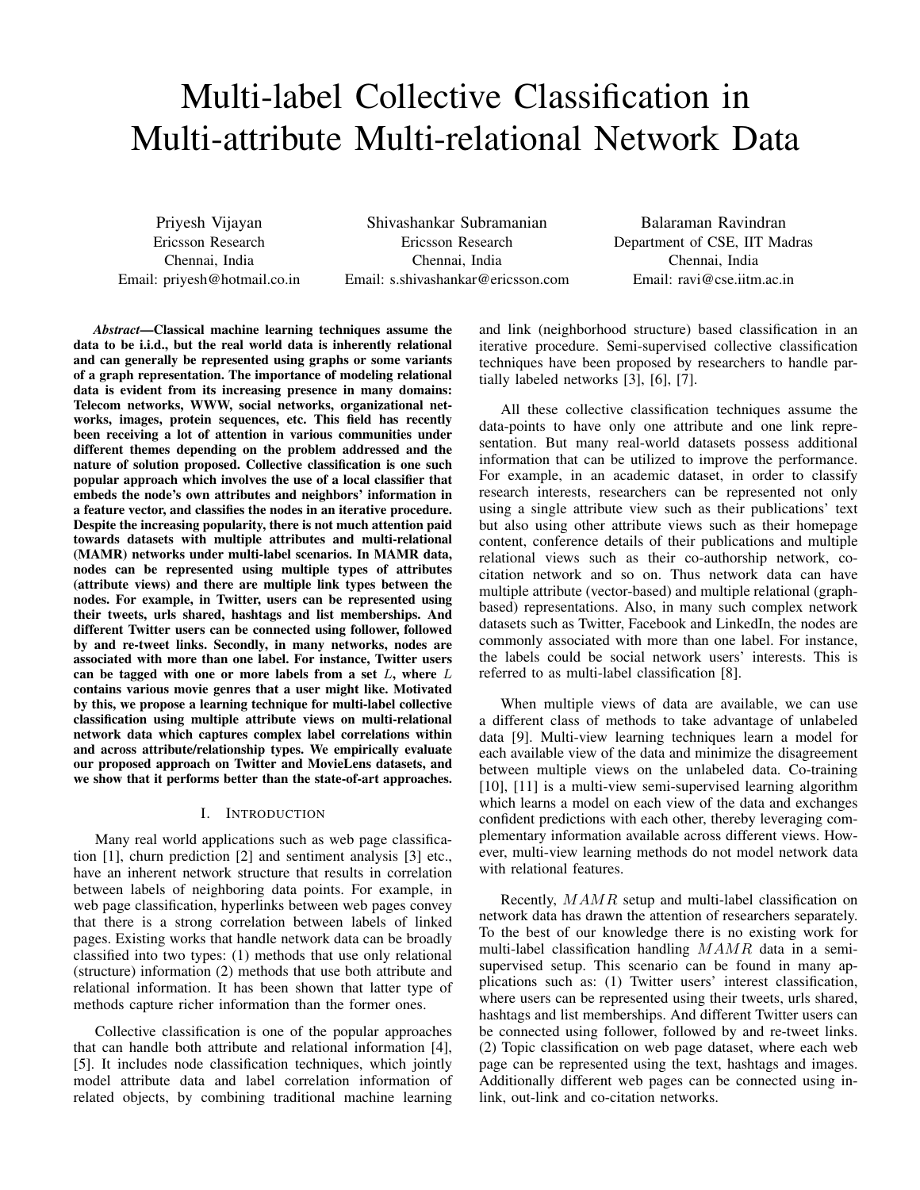# Multi-label Collective Classification in Multi-attribute Multi-relational Network Data

Priyesh Vijayan
Ericsson Research
Chennai, India
Email: priyesh@hotmail.co.in

Shivashankar Subramanian
Ericsson Research
Chennai, India
Email: s.shivashankar@ericsson.com

Balaraman Ravindran
Department of CSE, IIT Madras
Chennai, India
Email: ravi@cse.iitm.ac.in

***Abstract*—Classical machine learning techniques assume the data to be i.i.d., but the real world data is inherently relational and can generally be represented using graphs or some variants of a graph representation. The importance of modeling relational data is evident from its increasing presence in many domains: Telecom networks, WWW, social networks, organizational networks, images, protein sequences, etc. This field has recently been receiving a lot of attention in various communities under different themes depending on the problem addressed and the nature of solution proposed. Collective classification is one such popular approach which involves the use of a local classifier that embeds the node's own attributes and neighbors' information in a feature vector, and classifies the nodes in an iterative procedure. Despite the increasing popularity, there is not much attention paid towards datasets with multiple attributes and multi-relational (MAMR) networks under multi-label scenarios. In MAMR data, nodes can be represented using multiple types of attributes (attribute views) and there are multiple link types between the nodes. For example, in Twitter, users can be represented using their tweets, urls shared, hashtags and list memberships. And different Twitter users can be connected using follower, followed by and re-tweet links. Secondly, in many networks, nodes are associated with more than one label. For instance, Twitter users can be tagged with one or more labels from a set $L$, where $L$ contains various movie genres that a user might like. Motivated by this, we propose a learning technique for multi-label collective classification using multiple attribute views on multi-relational network data which captures complex label correlations within and across attribute/relationship types. We empirically evaluate our proposed approach on Twitter and MovieLens datasets, and we show that it performs better than the state-of-art approaches.**

## I. Introduction

Many real world applications such as web page classification [1], churn prediction [2] and sentiment analysis [3] etc., have an inherent network structure that results in correlation between labels of neighboring data points. For example, in web page classification, hyperlinks between web pages convey that there is a strong correlation between labels of linked pages. Existing works that handle network data can be broadly classified into two types: (1) methods that use only relational (structure) information (2) methods that use both attribute and relational information. It has been shown that latter type of methods capture richer information than the former ones.

Collective classification is one of the popular approaches that can handle both attribute and relational information [4], [5]. It includes node classification techniques, which jointly model attribute data and label correlation information of related objects, by combining traditional machine learning and link (neighborhood structure) based classification in an iterative procedure. Semi-supervised collective classification techniques have been proposed by researchers to handle partially labeled networks [3], [6], [7].

All these collective classification techniques assume the data-points to have only one attribute and one link representation. But many real-world datasets possess additional information that can be utilized to improve the performance. For example, in an academic dataset, in order to classify research interests, researchers can be represented not only using a single attribute view such as their publications' text but also using other attribute views such as their homepage content, conference details of their publications and multiple relational views such as their co-authorship network, co-citation network and so on. Thus network data can have multiple attribute (vector-based) and multiple relational (graph-based) representations. Also, in many such complex network datasets such as Twitter, Facebook and LinkedIn, the nodes are commonly associated with more than one label. For instance, the labels could be social network users' interests. This is referred to as multi-label classification [8].

When multiple views of data are available, we can use a different class of methods to take advantage of unlabeled data [9]. Multi-view learning techniques learn a model for each available view of the data and minimize the disagreement between multiple views on the unlabeled data. Co-training [10], [11] is a multi-view semi-supervised learning algorithm which learns a model on each view of the data and exchanges confident predictions with each other, thereby leveraging complementary information available across different views. However, multi-view learning methods do not model network data with relational features.

Recently, $MAMR$ setup and multi-label classification on network data has drawn the attention of researchers separately. To the best of our knowledge there is no existing work for multi-label classification handling $MAMR$ data in a semi-supervised setup. This scenario can be found in many applications such as: (1) Twitter users' interest classification, where users can be represented using their tweets, urls shared, hashtags and list memberships. And different Twitter users can be connected using follower, followed by and re-tweet links. (2) Topic classification on web page dataset, where each web page can be represented using the text, hashtags and images. Additionally different web pages can be connected using in-link, out-link and co-citation networks.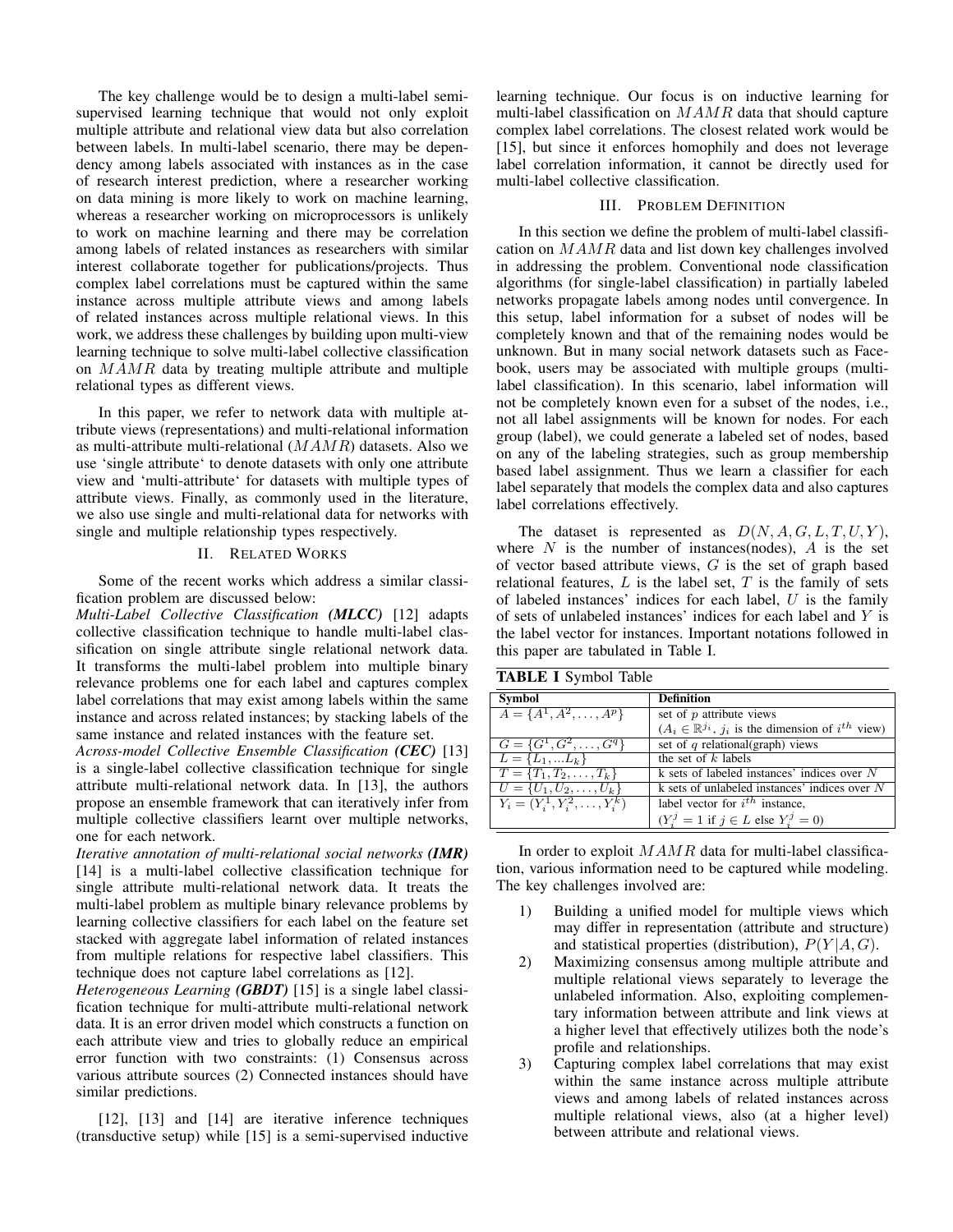The key challenge would be to design a multi-label semi-supervised learning technique that would not only exploit multiple attribute and relational view data but also correlation between labels. In multi-label scenario, there may be dependency among labels associated with instances as in the case of research interest prediction, where a researcher working on data mining is more likely to work on machine learning, whereas a researcher working on microprocessors is unlikely to work on machine learning and there may be correlation among labels of related instances as researchers with similar interest collaborate together for publications/projects. Thus complex label correlations must be captured within the same instance across multiple attribute views and among labels of related instances across multiple relational views. In this work, we address these challenges by building upon multi-view learning technique to solve multi-label collective classification on $MAMR$ data by treating multiple attribute and multiple relational types as different views.

In this paper, we refer to network data with multiple attribute views (representations) and multi-relational information as multi-attribute multi-relational ($MAMR$) datasets. Also we use 'single attribute' to denote datasets with only one attribute view and 'multi-attribute' for datasets with multiple types of attribute views. Finally, as commonly used in the literature, we also use single and multi-relational data for networks with single and multiple relationship types respectively.

## II. Related Works

Some of the recent works which address a similar classification problem are discussed below:

*Multi-Label Collective Classification **(MLCC)*** [12] adapts collective classification technique to handle multi-label classification on single attribute single relational network data. It transforms the multi-label problem into multiple binary relevance problems one for each label and captures complex label correlations that may exist among labels within the same instance and across related instances; by stacking labels of the same instance and related instances with the feature set.

*Across-model Collective Ensemble Classification **(CEC)*** [13] is a single-label collective classification technique for single attribute multi-relational network data. In [13], the authors propose an ensemble framework that can iteratively infer from multiple collective classifiers learnt over multiple networks, one for each network.

*Iterative annotation of multi-relational social networks **(IMR)*** [14] is a multi-label collective classification technique for single attribute multi-relational network data. It treats the multi-label problem as multiple binary relevance problems by learning collective classifiers for each label on the feature set stacked with aggregate label information of related instances from multiple relations for respective label classifiers. This technique does not capture label correlations as [12].

*Heterogeneous Learning **(GBDT)*** [15] is a single label classification technique for multi-attribute multi-relational network data. It is an error driven model which constructs a function on each attribute view and tries to globally reduce an empirical error function with two constraints: (1) Consensus across various attribute sources (2) Connected instances should have similar predictions.

[12], [13] and [14] are iterative inference techniques (transductive setup) while [15] is a semi-supervised inductive learning technique. Our focus is on inductive learning for multi-label classification on $MAMR$ data that should capture complex label correlations. The closest related work would be [15], but since it enforces homophily and does not leverage label correlation information, it cannot be directly used for multi-label collective classification.

## III. Problem Definition

In this section we define the problem of multi-label classification on $MAMR$ data and list down key challenges involved in addressing the problem. Conventional node classification algorithms (for single-label classification) in partially labeled networks propagate labels among nodes until convergence. In this setup, label information for a subset of nodes will be completely known and that of the remaining nodes would be unknown. But in many social network datasets such as Facebook, users may be associated with multiple groups (multi-label classification). In this scenario, label information will not be completely known even for a subset of the nodes, i.e., not all label assignments will be known for nodes. For each group (label), we could generate a labeled set of nodes, based on any of the labeling strategies, such as group membership based label assignment. Thus we learn a classifier for each label separately that models the complex data and also captures label correlations effectively.

The dataset is represented as $D(N, A, G, L, T, U, Y)$, where $N$ is the number of instances(nodes), $A$ is the set of vector based attribute views, $G$ is the set of graph based relational features, $L$ is the label set, $T$ is the family of sets of labeled instances' indices for each label, $U$ is the family of sets of unlabeled instances' indices for each label and $Y$ is the label vector for instances. Important notations followed in this paper are tabulated in Table I.

**TABLE I** Symbol Table

| Symbol | Definition |
|---|---|
| $A = \{A^1, A^2, \ldots, A^p\}$ | set of $p$ attribute views ($A_i \in \mathbb{R}^{j_i}$, $j_i$ is the dimension of $i^{th}$ view) |
| $G = \{G^1, G^2, \ldots, G^q\}$ | set of $q$ relational(graph) views |
| $L = \{L_1, \ldots L_k\}$ | the set of $k$ labels |
| $T = \{T_1, T_2, \ldots, T_k\}$ | k sets of labeled instances' indices over $N$ |
| $U = \{U_1, U_2, \ldots, U_k\}$ | k sets of unlabeled instances' indices over $N$ |
| $Y_i = (Y_i^1, Y_i^2, \ldots, Y_i^k)$ | label vector for $i^{th}$ instance, ($Y_i^j = 1$ if $j \in L$ else $Y_i^j = 0$) |

In order to exploit $MAMR$ data for multi-label classification, various information need to be captured while modeling. The key challenges involved are:

1) Building a unified model for multiple views which may differ in representation (attribute and structure) and statistical properties (distribution), $P(Y|A, G)$.
2) Maximizing consensus among multiple attribute and multiple relational views separately to leverage the unlabeled information. Also, exploiting complementary information between attribute and link views at a higher level that effectively utilizes both the node's profile and relationships.
3) Capturing complex label correlations that may exist within the same instance across multiple attribute views and among labels of related instances across multiple relational views, also (at a higher level) between attribute and relational views.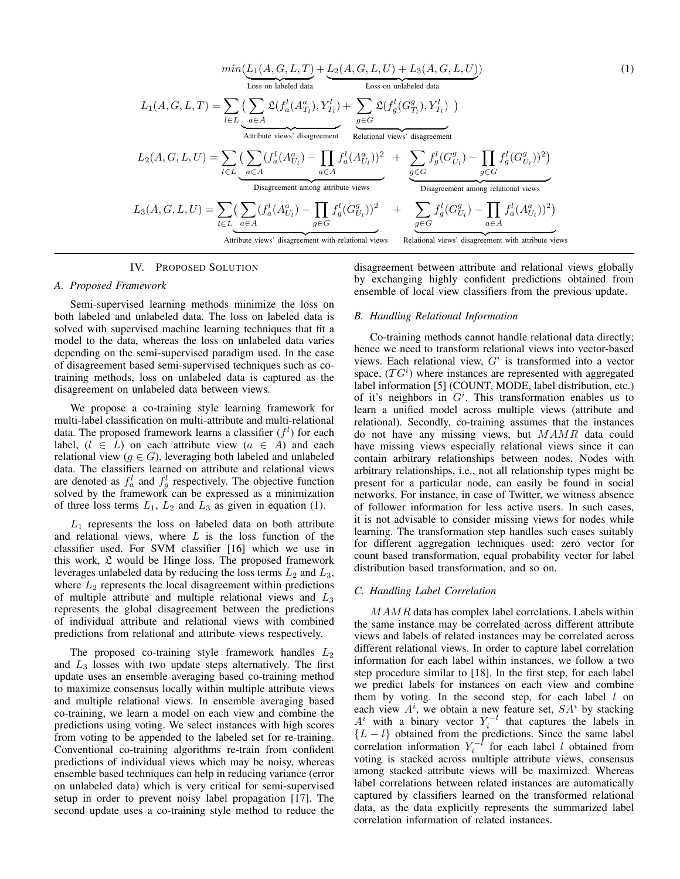$$
min(\underbrace{L_1(A,G,L,T)}_{\text{Loss on labeled data}} + \underbrace{L_2(A,G,L,U) + L_3(A,G,L,U)}_{\text{Loss on unlabeled data}}) \tag{1}
$$

$$
L_1(A,G,L,T) = \sum_{l \in L} \big( \underbrace{\sum_{a \in A} \mathfrak{L}(f_a^l(A_{T_l}^a), Y_{T_l}^l)}_{\text{Attribute views' disagreement}} + \underbrace{\sum_{g \in G} \mathfrak{L}(f_g^l(G_{T_l}^g), Y_{T_l}^l)}_{\text{Relational views' disagreement}} \big)
$$

$$
L_2(A,G,L,U) = \sum_{l \in L} \big( \underbrace{\sum_{a \in A} (f_a^l(A_{U_l}^a) - \prod_{a \in A} f_a^l(A_{U_l}^a))^2}_{\text{Disagreement among attribute views}} + \underbrace{\sum_{g \in G} f_g^l(G_{U_l}^g) - \prod_{g \in G} f_g^l(G_{U_l}^g))^2}_{\text{Disagreement among relational views}} \big)
$$

$$
L_3(A,G,L,U) = \sum_{l \in L} \big( \underbrace{\sum_{a \in A} (f_a^l(A_{U_l}^a) - \prod_{g \in G} f_g^l(G_{U_l}^g))^2}_{\text{Attribute views' disagreement with relational views}} + \underbrace{\sum_{g \in G} f_g^l(G_{U_l}^g) - \prod_{a \in A} f_a^l(A_{U_l}^a))^2}_{\text{Relational views' disagreement with attribute views}} \big)
$$

## IV. Proposed Solution

### A. Proposed Framework

Semi-supervised learning methods minimize the loss on both labeled and unlabeled data. The loss on labeled data is solved with supervised machine learning techniques that fit a model to the data, whereas the loss on unlabeled data varies depending on the semi-supervised paradigm used. In the case of disagreement based semi-supervised techniques such as co-training methods, loss on unlabeled data is captured as the disagreement on unlabeled data between views.

We propose a co-training style learning framework for multi-label classification on multi-attribute and multi-relational data. The proposed framework learns a classifier ($f^l$) for each label, ($l \in L$) on each attribute view ($a \in A$) and each relational view ($g \in G$), leveraging both labeled and unlabeled data. The classifiers learned on attribute and relational views are denoted as $f_a^l$ and $f_g^l$ respectively. The objective function solved by the framework can be expressed as a minimization of three loss terms $L_1$, $L_2$ and $L_3$ as given in equation (1).

$L_1$ represents the loss on labeled data on both attribute and relational views, where $L$ is the loss function of the classifier used. For SVM classifier [16] which we use in this work, $\mathfrak{L}$ would be Hinge loss. The proposed framework leverages unlabeled data by reducing the loss terms $L_2$ and $L_3$, where $L_2$ represents the local disagreement within predictions of multiple attribute and multiple relational views and $L_3$ represents the global disagreement between the predictions of individual attribute and relational views with combined predictions from relational and attribute views respectively.

The proposed co-training style framework handles $L_2$ and $L_3$ losses with two update steps alternatively. The first update uses an ensemble averaging based co-training method to maximize consensus locally within multiple attribute views and multiple relational views. In ensemble averaging based co-training, we learn a model on each view and combine the predictions using voting. We select instances with high scores from voting to be appended to the labeled set for re-training. Conventional co-training algorithms re-train from confident predictions of individual views which may be noisy, whereas ensemble based techniques can help in reducing variance (error on unlabeled data) which is very critical for semi-supervised setup in order to prevent noisy label propagation [17]. The second update uses a co-training style method to reduce the disagreement between attribute and relational views globally by exchanging highly confident predictions obtained from ensemble of local view classifiers from the previous update.

### B. Handling Relational Information

Co-training methods cannot handle relational data directly; hence we need to transform relational views into vector-based views. Each relational view, $G^i$ is transformed into a vector space, ($TG^i$) where instances are represented with aggregated label information [5] (COUNT, MODE, label distribution, etc.) of it's neighbors in $G^i$. This transformation enables us to learn a unified model across multiple views (attribute and relational). Secondly, co-training assumes that the instances do not have any missing views, but $MAMR$ data could have missing views especially relational views since it can contain arbitrary relationships between nodes. Nodes with arbitrary relationships, i.e., not all relationship types might be present for a particular node, can easily be found in social networks. For instance, in case of Twitter, we witness absence of follower information for less active users. In such cases, it is not advisable to consider missing views for nodes while learning. The transformation step handles such cases suitably for different aggregation techniques used: zero vector for count based transformation, equal probability vector for label distribution based transformation, and so on.

### C. Handling Label Correlation

$MAMR$ data has complex label correlations. Labels within the same instance may be correlated across different attribute views and labels of related instances may be correlated across different relational views. In order to capture label correlation information for each label within instances, we follow a two step procedure similar to [18]. In the first step, for each label we predict labels for instances on each view and combine them by voting. In the second step, for each label $l$ on each view $A^i$, we obtain a new feature set, $SA^i$ by stacking $A^i$ with a binary vector $Y_i^{-l}$ that captures the labels in $\{L - l\}$ obtained from the predictions. Since the same label correlation information $Y_i^{-l}$ for each label $l$ obtained from voting is stacked across multiple attribute views, consensus among stacked attribute views will be maximized. Whereas label correlations between related instances are automatically captured by classifiers learned on the transformed relational data, as the data explicitly represents the summarized label correlation information of related instances.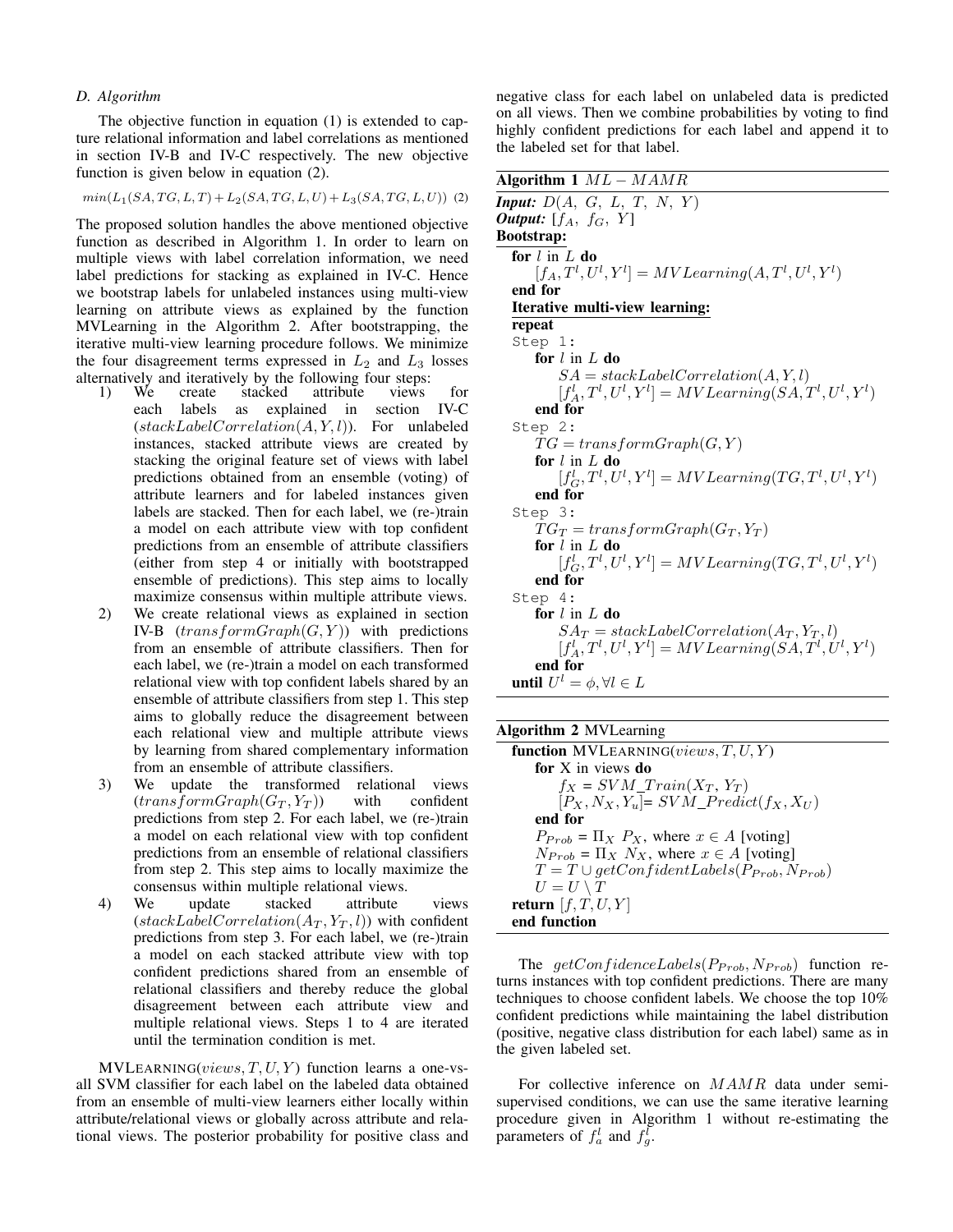### D. Algorithm

The objective function in equation (1) is extended to capture relational information and label correlations as mentioned in section IV-B and IV-C respectively. The new objective function is given below in equation (2).

$$min(L_1(SA, TG, L, T) + L_2(SA, TG, L, U) + L_3(SA, TG, L, U)) \quad (2)$$

The proposed solution handles the above mentioned objective function as described in Algorithm 1. In order to learn on multiple views with label correlation information, we need label predictions for stacking as explained in IV-C. Hence we bootstrap labels for unlabeled instances using multi-view learning on attribute views as explained by the function MVLearning in the Algorithm 2. After bootstrapping, the iterative multi-view learning procedure follows. We minimize the four disagreement terms expressed in $L_2$ and $L_3$ losses alternatively and iteratively by the following four steps:

1) We create stacked attribute views for each labels as explained in section IV-C ($stackLabelCorrelation(A, Y, l)$). For unlabeled instances, stacked attribute views are created by stacking the original feature set of views with label predictions obtained from an ensemble (voting) of attribute learners and for labeled instances given labels are stacked. Then for each label, we (re-)train a model on each attribute view with top confident predictions from an ensemble of attribute classifiers (either from step 4 or initially with bootstrapped ensemble of predictions). This step aims to locally maximize consensus within multiple attribute views.
2) We create relational views as explained in section IV-B ($transformGraph(G, Y)$) with predictions from an ensemble of attribute classifiers. Then for each label, we (re-)train a model on each transformed relational view with top confident labels shared by an ensemble of attribute classifiers from step 1. This step aims to globally reduce the disagreement between each relational view and multiple attribute views by learning from shared complementary information from an ensemble of attribute classifiers.
3) We update the transformed relational views ($transformGraph(G_T, Y_T)$) with confident predictions from step 2. For each label, we (re-)train a model on each relational view with top confident predictions from an ensemble of relational classifiers from step 2. This step aims to locally maximize the consensus within multiple relational views.
4) We update stacked attribute views ($stackLabelCorrelation(A_T, Y_T, l)$) with confident predictions from step 3. For each label, we (re-)train a model on each stacked attribute view with top confident predictions shared from an ensemble of relational classifiers and thereby reduce the global disagreement between each attribute view and multiple relational views. Steps 1 to 4 are iterated until the termination condition is met.

MVLearning($views, T, U, Y$) function learns a one-vs-all SVM classifier for each label on the labeled data obtained from an ensemble of multi-view learners either locally within attribute/relational views or globally across attribute and relational views. The posterior probability for positive class and negative class for each label on unlabeled data is predicted on all views. Then we combine probabilities by voting to find highly confident predictions for each label and append it to the labeled set for that label.

**Algorithm 1** $ML-MAMR$

```
Input: D(A, G, L, T, N, Y)
Output: [f_A, f_G, Y]
Bootstrap:
  for l in L do
      [f_A, T^l, U^l, Y^l] = MVLearning(A, T^l, U^l, Y^l)
  end for
  Iterative multi-view learning:
  repeat
  Step 1:
      for l in L do
          SA = stackLabelCorrelation(A, Y, l)
          [f_A^l, T^l, U^l, Y^l] = MVLearning(SA, T^l, U^l, Y^l)
      end for
  Step 2:
      TG = transformGraph(G, Y)
      for l in L do
          [f_G^l, T^l, U^l, Y^l] = MVLearning(TG, T^l, U^l, Y^l)
      end for
  Step 3:
      TG_T = transformGraph(G_T, Y_T)
      for l in L do
          [f_G^l, T^l, U^l, Y^l] = MVLearning(TG, T^l, U^l, Y^l)
      end for
  Step 4:
      for l in L do
          SA_T = stackLabelCorrelation(A_T, Y_T, l)
          [f_A^l, T^l, U^l, Y^l] = MVLearning(SA, T^l, U^l, Y^l)
      end for
  until U^l = ϕ, ∀l ∈ L
```

**Algorithm 2** MVLearning

```
function MVLEARNING(views, T, U, Y)
    for X in views do
        f_X = SVM_Train(X_T, Y_T)
        [P_X, N_X, Y_u] = SVM_Predict(f_X, X_U)
    end for
    P_Prob = Π_X P_X, where x ∈ A [voting]
    N_Prob = Π_X N_X, where x ∈ A [voting]
    T = T ∪ getConfidentLabels(P_Prob, N_Prob)
    U = U \ T
return [f, T, U, Y]
end function
```

The $getConfidenceLabels(P_{Prob}, N_{Prob})$ function returns instances with top confident predictions. There are many techniques to choose confident labels. We choose the top 10% confident predictions while maintaining the label distribution (positive, negative class distribution for each label) same as in the given labeled set.

For collective inference on $MAMR$ data under semi-supervised conditions, we can use the same iterative learning procedure given in Algorithm 1 without re-estimating the parameters of $f_a^l$ and $f_g^l$.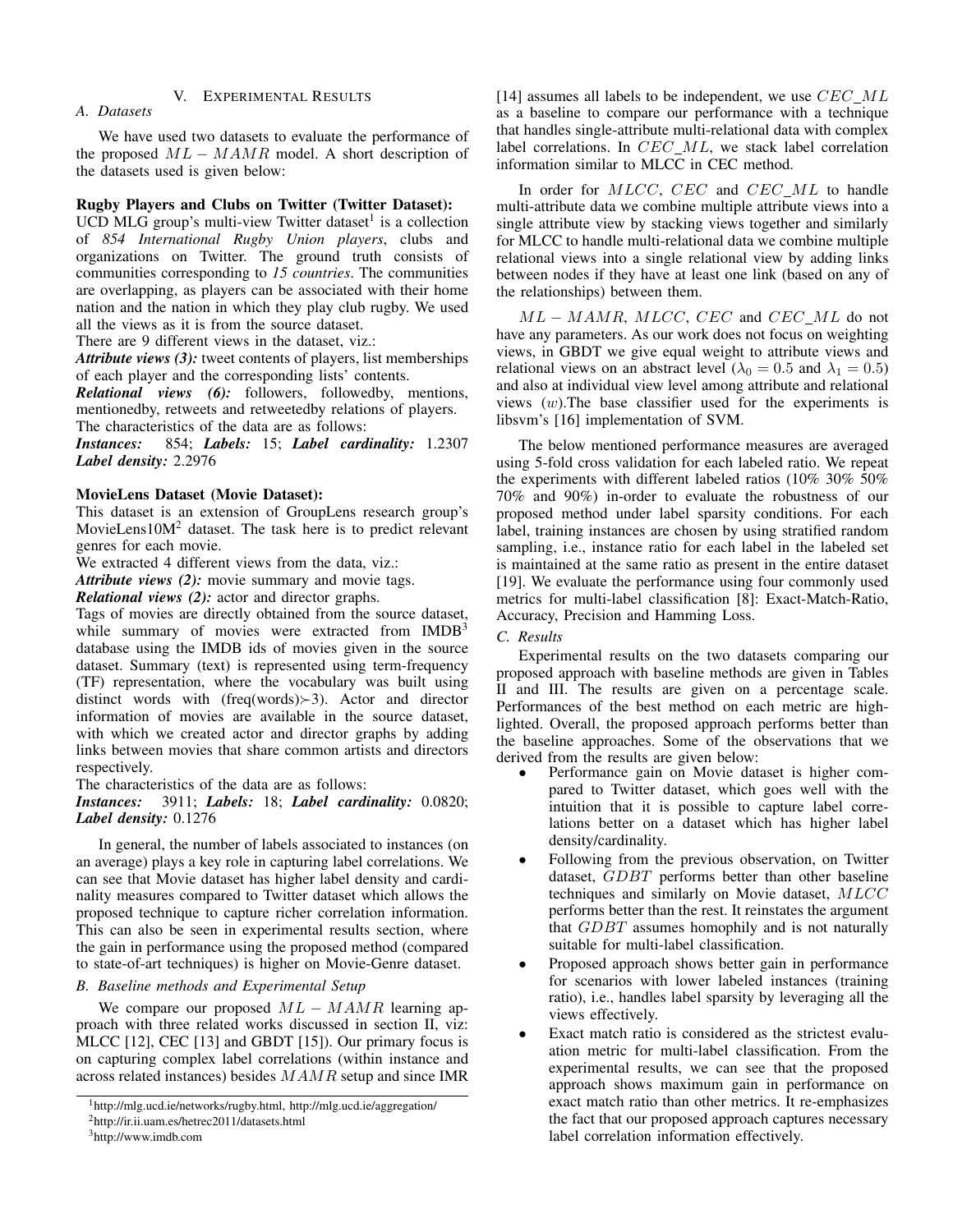## V. EXPERIMENTAL RESULTS

### A. Datasets

We have used two datasets to evaluate the performance of the proposed $ML-MAMR$ model. A short description of the datasets used is given below:

**Rugby Players and Clubs on Twitter (Twitter Dataset):**
UCD MLG group's multi-view Twitter dataset[1] is a collection of *854 International Rugby Union players*, clubs and organizations on Twitter. The ground truth consists of communities corresponding to *15 countries*. The communities are overlapping, as players can be associated with their home nation and the nation in which they play club rugby. We used all the views as it is from the source dataset.

There are 9 different views in the dataset, viz.:

***Attribute views (3):*** tweet contents of players, list memberships of each player and the corresponding lists' contents.

***Relational views (6):*** followers, followedby, mentions, mentionedby, retweets and retweetedby relations of players.

The characteristics of the data are as follows:

***Instances:*** 854; ***Labels:*** 15; ***Label cardinality:*** 1.2307
***Label density:*** 2.2976

**MovieLens Dataset (Movie Dataset):**
This dataset is an extension of GroupLens research group's MovieLens10M[2] dataset. The task here is to predict relevant genres for each movie.

We extracted 4 different views from the data, viz.:

***Attribute views (2):*** movie summary and movie tags.

***Relational views (2):*** actor and director graphs.

Tags of movies are directly obtained from the source dataset, while summary of movies were extracted from IMDB[3] database using the IMDB ids of movies given in the source dataset. Summary (text) is represented using term-frequency (TF) representation, where the vocabulary was built using distinct words with (freq(words)$\succ$3). Actor and director information of movies are available in the source dataset, with which we created actor and director graphs by adding links between movies that share common artists and directors respectively.

The characteristics of the data are as follows:

***Instances:*** 3911; ***Labels:*** 18; ***Label cardinality:*** 0.0820;
***Label density:*** 0.1276

In general, the number of labels associated to instances (on an average) plays a key role in capturing label correlations. We can see that Movie dataset has higher label density and cardinality measures compared to Twitter dataset which allows the proposed technique to capture richer correlation information. This can also be seen in experimental results section, where the gain in performance using the proposed method (compared to state-of-art techniques) is higher on Movie-Genre dataset.

### B. Baseline methods and Experimental Setup

We compare our proposed $ML-MAMR$ learning approach with three related works discussed in section II, viz: MLCC [12], CEC [13] and GBDT [15]). Our primary focus is on capturing complex label correlations (within instance and across related instances) besides $MAMR$ setup and since IMR [14] assumes all labels to be independent, we use $CEC\_ML$ as a baseline to compare our performance with a technique that handles single-attribute multi-relational data with complex label correlations. In $CEC\_ML$, we stack label correlation information similar to MLCC in CEC method.

In order for $MLCC$, $CEC$ and $CEC\_ML$ to handle multi-attribute data we combine multiple attribute views into a single attribute view by stacking views together and similarly for MLCC to handle multi-relational data we combine multiple relational views into a single relational view by adding links between nodes if they have at least one link (based on any of the relationships) between them.

$ML-MAMR$, $MLCC$, $CEC$ and $CEC\_ML$ do not have any parameters. As our work does not focus on weighting views, in GBDT we give equal weight to attribute views and relational views on an abstract level ($\lambda_0 = 0.5$ and $\lambda_1 = 0.5$) and also at individual view level among attribute and relational views ($w$).The base classifier used for the experiments is libsvm's [16] implementation of SVM.

The below mentioned performance measures are averaged using 5-fold cross validation for each labeled ratio. We repeat the experiments with different labeled ratios (10% 30% 50% 70% and 90%) in-order to evaluate the robustness of our proposed method under label sparsity conditions. For each label, training instances are chosen by using stratified random sampling, i.e., instance ratio for each label in the labeled set is maintained at the same ratio as present in the entire dataset [19]. We evaluate the performance using four commonly used metrics for multi-label classification [8]: Exact-Match-Ratio, Accuracy, Precision and Hamming Loss.

### C. Results

Experimental results on the two datasets comparing our proposed approach with baseline methods are given in Tables II and III. The results are given on a percentage scale. Performances of the best method on each metric are highlighted. Overall, the proposed approach performs better than the baseline approaches. Some of the observations that we derived from the results are given below:

- Performance gain on Movie dataset is higher compared to Twitter dataset, which goes well with the intuition that it is possible to capture label correlations better on a dataset which has higher label density/cardinality.
- Following from the previous observation, on Twitter dataset, $GDBT$ performs better than other baseline techniques and similarly on Movie dataset, $MLCC$ performs better than the rest. It reinstates the argument that $GDBT$ assumes homophily and is not naturally suitable for multi-label classification.
- Proposed approach shows better gain in performance for scenarios with lower labeled instances (training ratio), i.e., handles label sparsity by leveraging all the views effectively.
- Exact match ratio is considered as the strictest evaluation metric for multi-label classification. From the experimental results, we can see that the proposed approach shows maximum gain in performance on exact match ratio than other metrics. It re-emphasizes the fact that our proposed approach captures necessary label correlation information effectively.

[1] http://mlg.ucd.ie/networks/rugby.html, http://mlg.ucd.ie/aggregation/
[2] http://ir.ii.uam.es/hetrec2011/datasets.html
[3] http://www.imdb.com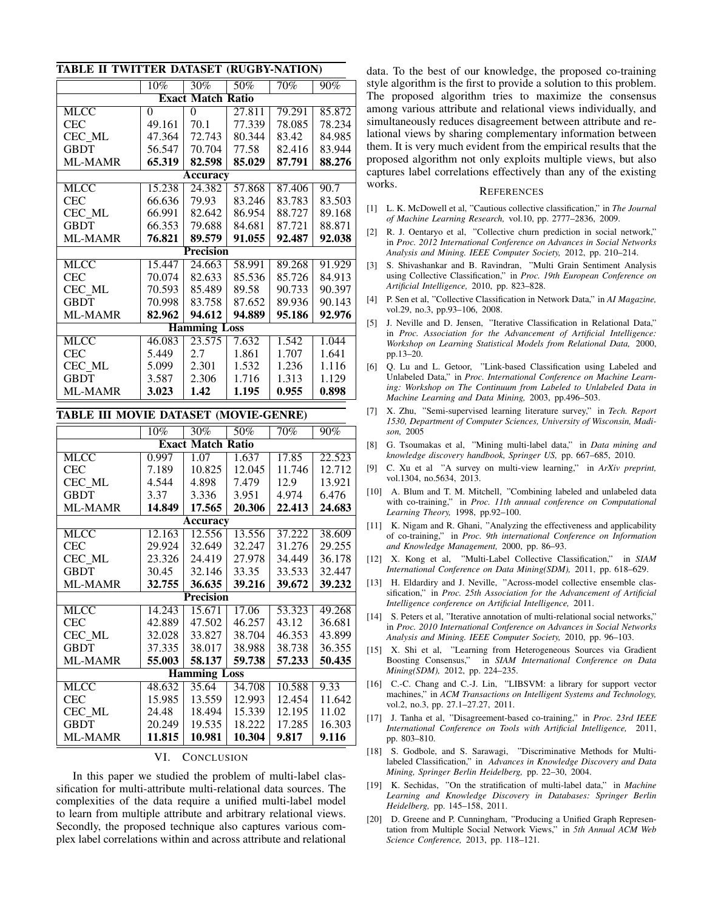**TABLE II TWITTER DATASET (RUGBY-NATION)**

| | 10% | 30% | 50% | 70% | 90% |
|---|---|---|---|---|---|
| **Exact Match Ratio** | | | | | |
| MLCC | 0 | 0 | 27.811 | 79.291 | 85.872 |
| CEC | 49.161 | 70.1 | 77.339 | 78.085 | 78.234 |
| CEC_ML | 47.364 | 72.743 | 80.344 | 83.42 | 84.985 |
| GBDT | 56.547 | 70.704 | 77.58 | 82.416 | 83.944 |
| ML-MAMR | **65.319** | **82.598** | **85.029** | **87.791** | **88.276** |
| **Accuracy** | | | | | |
| MLCC | 15.238 | 24.382 | 57.868 | 87.406 | 90.7 |
| CEC | 66.636 | 79.93 | 83.246 | 83.783 | 83.503 |
| CEC_ML | 66.991 | 82.642 | 86.954 | 88.727 | 89.168 |
| GBDT | 66.353 | 79.688 | 84.681 | 87.721 | 88.871 |
| ML-MAMR | **76.821** | **89.579** | **91.055** | **92.487** | **92.038** |
| **Precision** | | | | | |
| MLCC | 15.447 | 24.663 | 58.991 | 89.268 | 91.929 |
| CEC | 70.074 | 82.633 | 85.536 | 85.726 | 84.913 |
| CEC_ML | 70.593 | 85.489 | 89.58 | 90.733 | 90.397 |
| GBDT | 70.998 | 83.758 | 87.652 | 89.936 | 90.143 |
| ML-MAMR | **82.962** | **94.612** | **94.889** | **95.186** | **92.976** |
| **Hamming Loss** | | | | | |
| MLCC | 46.083 | 23.575 | 7.632 | 1.542 | 1.044 |
| CEC | 5.449 | 2.7 | 1.861 | 1.707 | 1.641 |
| CEC_ML | 5.099 | 2.301 | 1.532 | 1.236 | 1.116 |
| GBDT | 3.587 | 2.306 | 1.716 | 1.313 | 1.129 |
| ML-MAMR | **3.023** | **1.42** | **1.195** | **0.955** | **0.898** |

**TABLE III MOVIE DATASET (MOVIE-GENRE)**

| | 10% | 30% | 50% | 70% | 90% |
|---|---|---|---|---|---|
| **Exact Match Ratio** | | | | | |
| MLCC | 0.997 | 1.07 | 1.637 | 17.85 | 22.523 |
| CEC | 7.189 | 10.825 | 12.045 | 11.746 | 12.712 |
| CEC_ML | 4.544 | 4.898 | 7.479 | 12.9 | 13.921 |
| GBDT | 3.37 | 3.336 | 3.951 | 4.974 | 6.476 |
| ML-MAMR | **14.849** | **17.565** | **20.306** | **22.413** | **24.683** |
| **Accuracy** | | | | | |
| MLCC | 12.163 | 12.556 | 13.556 | 37.222 | 38.609 |
| CEC | 29.924 | 32.649 | 32.247 | 31.276 | 29.255 |
| CEC_ML | 23.326 | 24.419 | 27.978 | 34.449 | 36.178 |
| GBDT | 30.45 | 32.146 | 33.35 | 33.533 | 32.447 |
| ML-MAMR | **32.755** | **36.635** | **39.216** | **39.672** | **39.232** |
| **Precision** | | | | | |
| MLCC | 14.243 | 15.671 | 17.06 | 53.323 | 49.268 |
| CEC | 42.889 | 47.502 | 46.257 | 43.12 | 36.681 |
| CEC_ML | 32.028 | 33.827 | 38.704 | 46.353 | 43.899 |
| GBDT | 37.335 | 38.017 | 38.988 | 38.738 | 36.355 |
| ML-MAMR | **55.003** | **58.137** | **59.738** | **57.233** | **50.435** |
| **Hamming Loss** | | | | | |
| MLCC | 48.632 | 35.64 | 34.708 | 10.588 | 9.33 |
| CEC | 15.985 | 13.559 | 12.993 | 12.454 | 11.642 |
| CEC_ML | 24.48 | 18.494 | 15.339 | 12.195 | 11.02 |
| GBDT | 20.249 | 19.535 | 18.222 | 17.285 | 16.303 |
| ML-MAMR | **11.815** | **10.981** | **10.304** | **9.817** | **9.116** |

## VI. CONCLUSION

In this paper we studied the problem of multi-label classification for multi-attribute multi-relational data sources. The complexities of the data require a unified multi-label model to learn from multiple attribute and arbitrary relational views. Secondly, the proposed technique also captures various complex label correlations within and across attribute and relational data. To the best of our knowledge, the proposed co-training style algorithm is the first to provide a solution to this problem. The proposed algorithm tries to maximize the consensus among various attribute and relational views individually, and simultaneously reduces disagreement between attribute and relational views by sharing complementary information between them. It is very much evident from the empirical results that the proposed algorithm not only exploits multiple views, but also captures label correlations effectively than any of the existing works.

## REFERENCES

[1] L. K. McDowell et al, "Cautious collective classification," in *The Journal of Machine Learning Research,* vol.10, pp. 2777–2836, 2009.

[2] R. J. Oentaryo et al, "Collective churn prediction in social network," in *Proc. 2012 International Conference on Advances in Social Networks Analysis and Mining. IEEE Computer Society,* 2012, pp. 210–214.

[3] S. Shivashankar and B. Ravindran, "Multi Grain Sentiment Analysis using Collective Classification," in *Proc. 19th European Conference on Artificial Intelligence,* 2010, pp. 823–828.

[4] P. Sen et al, "Collective Classification in Network Data," in *AI Magazine,* vol.29, no.3, pp.93–106, 2008.

[5] J. Neville and D. Jensen, "Iterative Classification in Relational Data," in *Proc. Association for the Advancement of Artificial Intelligence: Workshop on Learning Statistical Models from Relational Data,* 2000, pp.13–20.

[6] Q. Lu and L. Getoor, "Link-based Classification using Labeled and Unlabeled Data," in *Proc. International Conference on Machine Learning: Workshop on The Continuum from Labeled to Unlabeled Data in Machine Learning and Data Mining,* 2003, pp.496–503.

[7] X. Zhu, "Semi-supervised learning literature survey," in *Tech. Report 1530, Department of Computer Sciences, University of Wisconsin, Madison,* 2005

[8] G. Tsoumakas et al, "Mining multi-label data," in *Data mining and knowledge discovery handbook, Springer US,* pp. 667–685, 2010.

[9] C. Xu et al "A survey on multi-view learning," in *ArXiv preprint,* vol.1304, no.5634, 2013.

[10] A. Blum and T. M. Mitchell, "Combining labeled and unlabeled data with co-training," in *Proc. 11th annual conference on Computational Learning Theory,* 1998, pp.92–100.

[11] K. Nigam and R. Ghani, "Analyzing the effectiveness and applicability of co-training," in *Proc. 9th international Conference on Information and Knowledge Management,* 2000, pp. 86–93.

[12] X. Kong et al, "Multi-Label Collective Classification," in *SIAM International Conference on Data Mining(SDM),* 2011, pp. 618–629.

[13] H. Eldardiry and J. Neville, "Across-model collective ensemble classification," in *Proc. 25th Association for the Advancement of Artificial Intelligence conference on Artificial Intelligence,* 2011.

[14] S. Peters et al, "Iterative annotation of multi-relational social networks," in *Proc. 2010 International Conference on Advances in Social Networks Analysis and Mining. IEEE Computer Society,* 2010, pp. 96–103.

[15] X. Shi et al, "Learning from Heterogeneous Sources via Gradient Boosting Consensus," in *SIAM International Conference on Data Mining(SDM),* 2012, pp. 224–235.

[16] C.-C. Chang and C.-J. Lin, "LIBSVM: a library for support vector machines," in *ACM Transactions on Intelligent Systems and Technology,* vol.2, no.3, pp. 27.1–27.27, 2011.

[17] J. Tanha et al, "Disagreement-based co-training," in *Proc. 23rd IEEE International Conference on Tools with Artificial Intelligence,* 2011, pp. 803–810.

[18] S. Godbole, and S. Sarawagi, "Discriminative Methods for Multi-labeled Classification," in *Advances in Knowledge Discovery and Data Mining, Springer Berlin Heidelberg,* pp. 22–30, 2004.

[19] K. Sechidas, "On the stratification of multi-label data," in *Machine Learning and Knowledge Discovery in Databases: Springer Berlin Heidelberg,* pp. 145–158, 2011.

[20] D. Greene and P. Cunningham, "Producing a Unified Graph Representation from Multiple Social Network Views," in *5th Annual ACM Web Science Conference,* 2013, pp. 118–121.